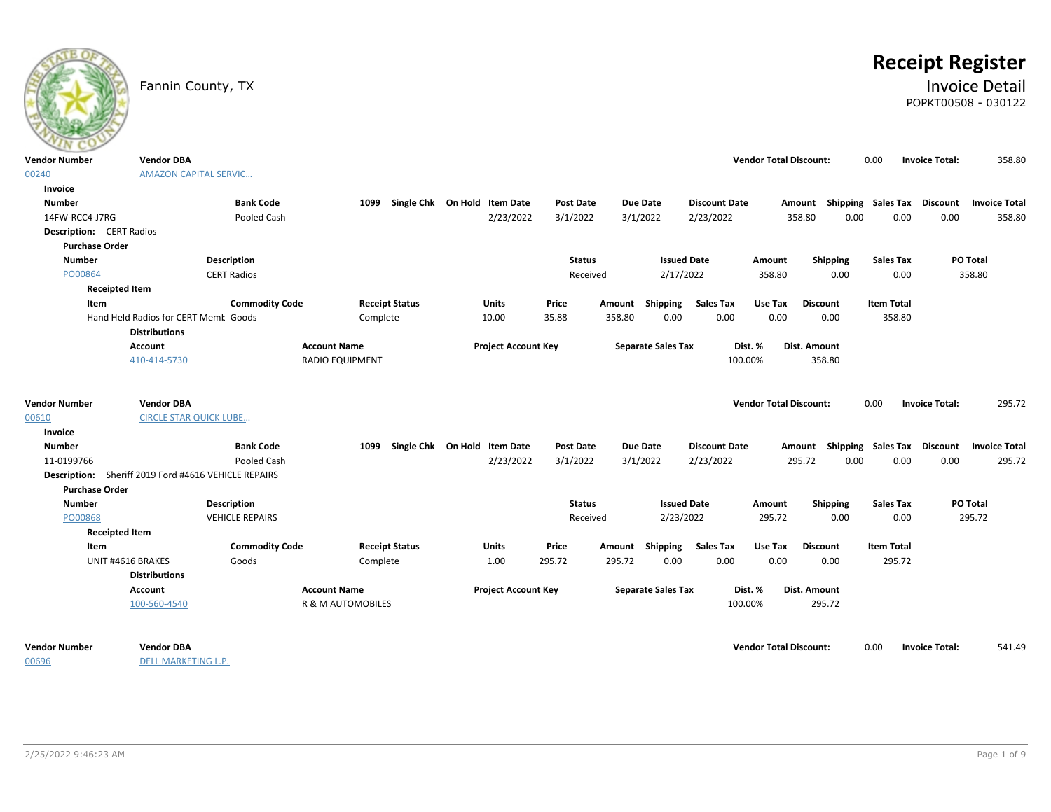# Receipt Register

Fannin County, TX

## Invoice Detail

POPKT00508 - 030122

| Vendor Number | Vendor DBA | Vendor Total Discount: | | Invoice Total: | |
|---|---|---|---|---|---|
| 00240 | AMAZON CAPITAL SERVIC... | | 0.00 | | 358.80 |

**Invoice**

| Number | Bank Code | 1099 | Single Chk | On Hold | Item Date | Post Date | Due Date | Discount Date | Amount | Shipping | Sales Tax | Discount | Invoice Total |
|---|---|---|---|---|---|---|---|---|---|---|---|---|---|
| 14FW-RCC4-J7RG | Pooled Cash | | | | 2/23/2022 | 3/1/2022 | 3/1/2022 | 2/23/2022 | 358.80 | 0.00 | 0.00 | 0.00 | 358.80 |

**Description:** CERT Radios

**Purchase Order**

| Number | Description | Status | Issued Date | Amount | Shipping | Sales Tax | PO Total |
|---|---|---|---|---|---|---|---|
| PO00864 | CERT Radios | Received | 2/17/2022 | 358.80 | 0.00 | 0.00 | 358.80 |

**Receipted Item**

| Item | Commodity Code | Receipt Status | Units | Price | Amount | Shipping | Sales Tax | Use Tax | Discount | Item Total |
|---|---|---|---|---|---|---|---|---|---|---|
| Hand Held Radios for CERT Memb | Goods | Complete | 10.00 | 35.88 | 358.80 | 0.00 | 0.00 | 0.00 | 0.00 | 358.80 |

**Distributions**

| Account | Account Name | Project Account Key | Separate Sales Tax | Dist. % | Dist. Amount |
|---|---|---|---|---|---|
| 410-414-5730 | RADIO EQUIPMENT | | | 100.00% | 358.80 |

| Vendor Number | Vendor DBA | Vendor Total Discount: | | Invoice Total: | |
|---|---|---|---|---|---|
| 00610 | CIRCLE STAR QUICK LUBE... | | 0.00 | | 295.72 |

**Invoice**

| Number | Bank Code | 1099 | Single Chk | On Hold | Item Date | Post Date | Due Date | Discount Date | Amount | Shipping | Sales Tax | Discount | Invoice Total |
|---|---|---|---|---|---|---|---|---|---|---|---|---|---|
| 11-0199766 | Pooled Cash | | | | 2/23/2022 | 3/1/2022 | 3/1/2022 | 2/23/2022 | 295.72 | 0.00 | 0.00 | 0.00 | 295.72 |

**Description:** Sheriff 2019 Ford #4616 VEHICLE REPAIRS

**Purchase Order**

| Number | Description | Status | Issued Date | Amount | Shipping | Sales Tax | PO Total |
|---|---|---|---|---|---|---|---|
| PO00868 | VEHICLE REPAIRS | Received | 2/23/2022 | 295.72 | 0.00 | 0.00 | 295.72 |

**Receipted Item**

| Item | Commodity Code | Receipt Status | Units | Price | Amount | Shipping | Sales Tax | Use Tax | Discount | Item Total |
|---|---|---|---|---|---|---|---|---|---|---|
| UNIT #4616 BRAKES | Goods | Complete | 1.00 | 295.72 | 295.72 | 0.00 | 0.00 | 0.00 | 0.00 | 295.72 |

**Distributions**

| Account | Account Name | Project Account Key | Separate Sales Tax | Dist. % | Dist. Amount |
|---|---|---|---|---|---|
| 100-560-4540 | R & M AUTOMOBILES | | | 100.00% | 295.72 |

| Vendor Number | Vendor DBA | Vendor Total Discount: | | Invoice Total: | |
|---|---|---|---|---|---|
| 00696 | DELL MARKETING L.P. | | 0.00 | | 541.49 |

2/25/2022 9:46:23 AM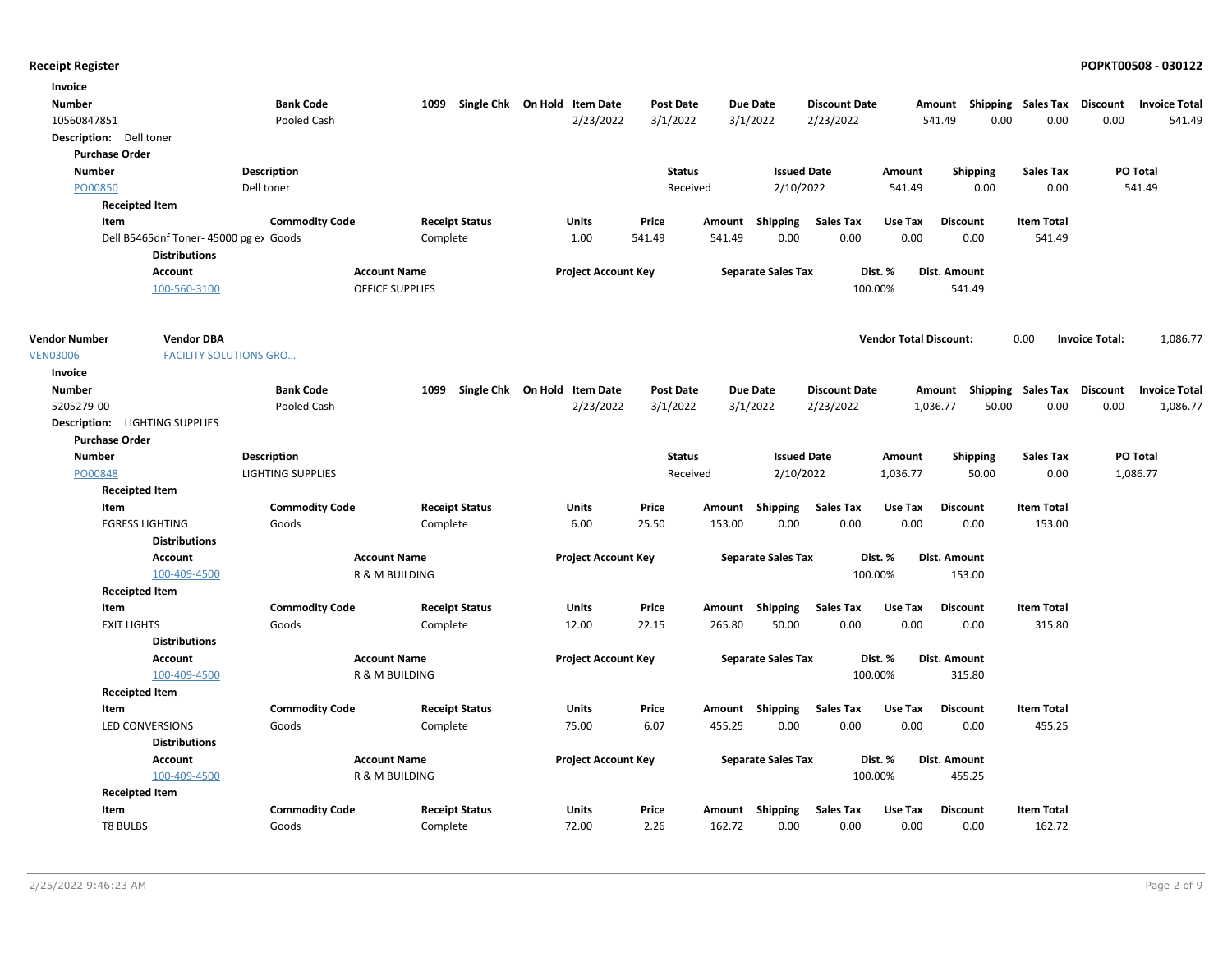## Receipt Register

POPKT00508 - 030122

**Invoice**

| Number | Bank Code | 1099 | Single Chk | On Hold | Item Date | Post Date | Due Date | Discount Date | Amount | Shipping | Sales Tax | Discount | Invoice Total |
|---|---|---|---|---|---|---|---|---|---|---|---|---|---|
| 10560847851 | Pooled Cash | | | | 2/23/2022 | 3/1/2022 | 3/1/2022 | 2/23/2022 | 541.49 | 0.00 | 0.00 | 0.00 | 541.49 |

**Description:** Dell toner

**Purchase Order**

| Number | Description | Status | Issued Date | Amount | Shipping | Sales Tax | PO Total |
|---|---|---|---|---|---|---|---|
| PO00850 | Dell toner | Received | 2/10/2022 | 541.49 | 0.00 | 0.00 | 541.49 |

**Receipted Item**

| Item | Commodity Code | Receipt Status | Units | Price | Amount | Shipping | Sales Tax | Use Tax | Discount | Item Total |
|---|---|---|---|---|---|---|---|---|---|---|
| Dell B5465dnf Toner- 45000 pg ex | Goods | Complete | 1.00 | 541.49 | 541.49 | 0.00 | 0.00 | 0.00 | 0.00 | 541.49 |

**Distributions**

| Account | Account Name | Project Account Key | Separate Sales Tax | Dist. % | Dist. Amount |
|---|---|---|---|---|---|
| 100-560-3100 | OFFICE SUPPLIES | | | 100.00% | 541.49 |

| Vendor Number | Vendor DBA | Vendor Total Discount: | 0.00 | Invoice Total: | 1,086.77 |
|---|---|---|---|---|---|
| VEN03006 | FACILITY SOLUTIONS GRO... | | | | |

**Invoice**

| Number | Bank Code | 1099 | Single Chk | On Hold | Item Date | Post Date | Due Date | Discount Date | Amount | Shipping | Sales Tax | Discount | Invoice Total |
|---|---|---|---|---|---|---|---|---|---|---|---|---|---|
| 5205279-00 | Pooled Cash | | | | 2/23/2022 | 3/1/2022 | 3/1/2022 | 2/23/2022 | 1,036.77 | 50.00 | 0.00 | 0.00 | 1,086.77 |

**Description:** LIGHTING SUPPLIES

**Purchase Order**

| Number | Description | Status | Issued Date | Amount | Shipping | Sales Tax | PO Total |
|---|---|---|---|---|---|---|---|
| PO00848 | LIGHTING SUPPLIES | Received | 2/10/2022 | 1,036.77 | 50.00 | 0.00 | 1,086.77 |

**Receipted Item**

| Item | Commodity Code | Receipt Status | Units | Price | Amount | Shipping | Sales Tax | Use Tax | Discount | Item Total |
|---|---|---|---|---|---|---|---|---|---|---|
| EGRESS LIGHTING | Goods | Complete | 6.00 | 25.50 | 153.00 | 0.00 | 0.00 | 0.00 | 0.00 | 153.00 |

**Distributions**

| Account | Account Name | Project Account Key | Separate Sales Tax | Dist. % | Dist. Amount |
|---|---|---|---|---|---|
| 100-409-4500 | R & M BUILDING | | | 100.00% | 153.00 |

**Receipted Item**

| Item | Commodity Code | Receipt Status | Units | Price | Amount | Shipping | Sales Tax | Use Tax | Discount | Item Total |
|---|---|---|---|---|---|---|---|---|---|---|
| EXIT LIGHTS | Goods | Complete | 12.00 | 22.15 | 265.80 | 50.00 | 0.00 | 0.00 | 0.00 | 315.80 |

**Distributions**

| Account | Account Name | Project Account Key | Separate Sales Tax | Dist. % | Dist. Amount |
|---|---|---|---|---|---|
| 100-409-4500 | R & M BUILDING | | | 100.00% | 315.80 |

**Receipted Item**

| Item | Commodity Code | Receipt Status | Units | Price | Amount | Shipping | Sales Tax | Use Tax | Discount | Item Total |
|---|---|---|---|---|---|---|---|---|---|---|
| LED CONVERSIONS | Goods | Complete | 75.00 | 6.07 | 455.25 | 0.00 | 0.00 | 0.00 | 0.00 | 455.25 |

**Distributions**

| Account | Account Name | Project Account Key | Separate Sales Tax | Dist. % | Dist. Amount |
|---|---|---|---|---|---|
| 100-409-4500 | R & M BUILDING | | | 100.00% | 455.25 |

**Receipted Item**

| Item | Commodity Code | Receipt Status | Units | Price | Amount | Shipping | Sales Tax | Use Tax | Discount | Item Total |
|---|---|---|---|---|---|---|---|---|---|---|
| T8 BULBS | Goods | Complete | 72.00 | 2.26 | 162.72 | 0.00 | 0.00 | 0.00 | 0.00 | 162.72 |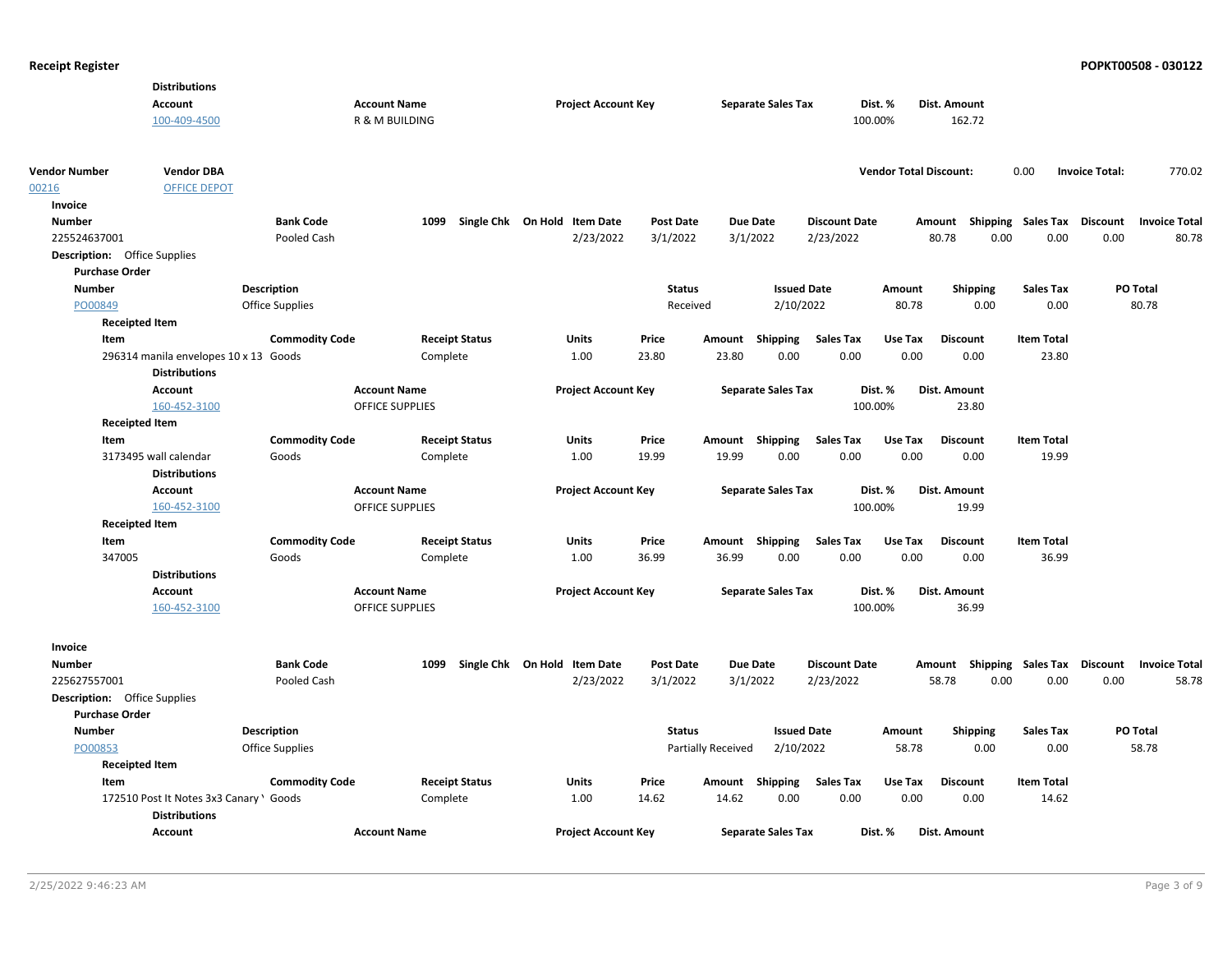**Distributions**

| Account | Account Name | Project Account Key | Separate Sales Tax | Dist. % | Dist. Amount |
|---|---|---|---|---|---|
| 100-409-4500 | R & M BUILDING | | | 100.00% | 162.72 |

| Vendor Number | Vendor DBA | Vendor Total Discount: | 0.00 | Invoice Total: | 770.02 |
|---|---|---|---|---|---|
| 00216 | OFFICE DEPOT | | | | |

**Invoice**

| Number | Bank Code | 1099 | Single Chk | On Hold | Item Date | Post Date | Due Date | Discount Date | Amount | Shipping | Sales Tax | Discount | Invoice Total |
|---|---|---|---|---|---|---|---|---|---|---|---|---|---|
| 225524637001 | Pooled Cash | | | | 2/23/2022 | 3/1/2022 | 3/1/2022 | 2/23/2022 | 80.78 | 0.00 | 0.00 | 0.00 | 80.78 |

**Description:** Office Supplies

**Purchase Order**

| Number | Description | Status | Issued Date | Amount | Shipping | Sales Tax | PO Total |
|---|---|---|---|---|---|---|---|
| PO00849 | Office Supplies | Received | 2/10/2022 | 80.78 | 0.00 | 0.00 | 80.78 |

**Receipted Item**

| Item | Commodity Code | Receipt Status | Units | Price | Amount | Shipping | Sales Tax | Use Tax | Discount | Item Total |
|---|---|---|---|---|---|---|---|---|---|---|
| 296314 manila envelopes 10 x 13 | Goods | Complete | 1.00 | 23.80 | 23.80 | 0.00 | 0.00 | 0.00 | 0.00 | 23.80 |

**Distributions**

| Account | Account Name | Project Account Key | Separate Sales Tax | Dist. % | Dist. Amount |
|---|---|---|---|---|---|
| 160-452-3100 | OFFICE SUPPLIES | | | 100.00% | 23.80 |

**Receipted Item**

| Item | Commodity Code | Receipt Status | Units | Price | Amount | Shipping | Sales Tax | Use Tax | Discount | Item Total |
|---|---|---|---|---|---|---|---|---|---|---|
| 3173495 wall calendar | Goods | Complete | 1.00 | 19.99 | 19.99 | 0.00 | 0.00 | 0.00 | 0.00 | 19.99 |

**Distributions**

| Account | Account Name | Project Account Key | Separate Sales Tax | Dist. % | Dist. Amount |
|---|---|---|---|---|---|
| 160-452-3100 | OFFICE SUPPLIES | | | 100.00% | 19.99 |

**Receipted Item**

| Item | Commodity Code | Receipt Status | Units | Price | Amount | Shipping | Sales Tax | Use Tax | Discount | Item Total |
|---|---|---|---|---|---|---|---|---|---|---|
| 347005 | Goods | Complete | 1.00 | 36.99 | 36.99 | 0.00 | 0.00 | 0.00 | 0.00 | 36.99 |

**Distributions**

| Account | Account Name | Project Account Key | Separate Sales Tax | Dist. % | Dist. Amount |
|---|---|---|---|---|---|
| 160-452-3100 | OFFICE SUPPLIES | | | 100.00% | 36.99 |

**Invoice**

| Number | Bank Code | 1099 | Single Chk | On Hold | Item Date | Post Date | Due Date | Discount Date | Amount | Shipping | Sales Tax | Discount | Invoice Total |
|---|---|---|---|---|---|---|---|---|---|---|---|---|---|
| 225627557001 | Pooled Cash | | | | 2/23/2022 | 3/1/2022 | 3/1/2022 | 2/23/2022 | 58.78 | 0.00 | 0.00 | 0.00 | 58.78 |

**Description:** Office Supplies

**Purchase Order**

| Number | Description | Status | Issued Date | Amount | Shipping | Sales Tax | PO Total |
|---|---|---|---|---|---|---|---|
| PO00853 | Office Supplies | Partially Received | 2/10/2022 | 58.78 | 0.00 | 0.00 | 58.78 |

**Receipted Item**

| Item | Commodity Code | Receipt Status | Units | Price | Amount | Shipping | Sales Tax | Use Tax | Discount | Item Total |
|---|---|---|---|---|---|---|---|---|---|---|
| 172510 Post It Notes 3x3 Canary ' | Goods | Complete | 1.00 | 14.62 | 14.62 | 0.00 | 0.00 | 0.00 | 0.00 | 14.62 |

**Distributions**

| Account | Account Name | Project Account Key | Separate Sales Tax | Dist. % | Dist. Amount |
|---|---|---|---|---|---|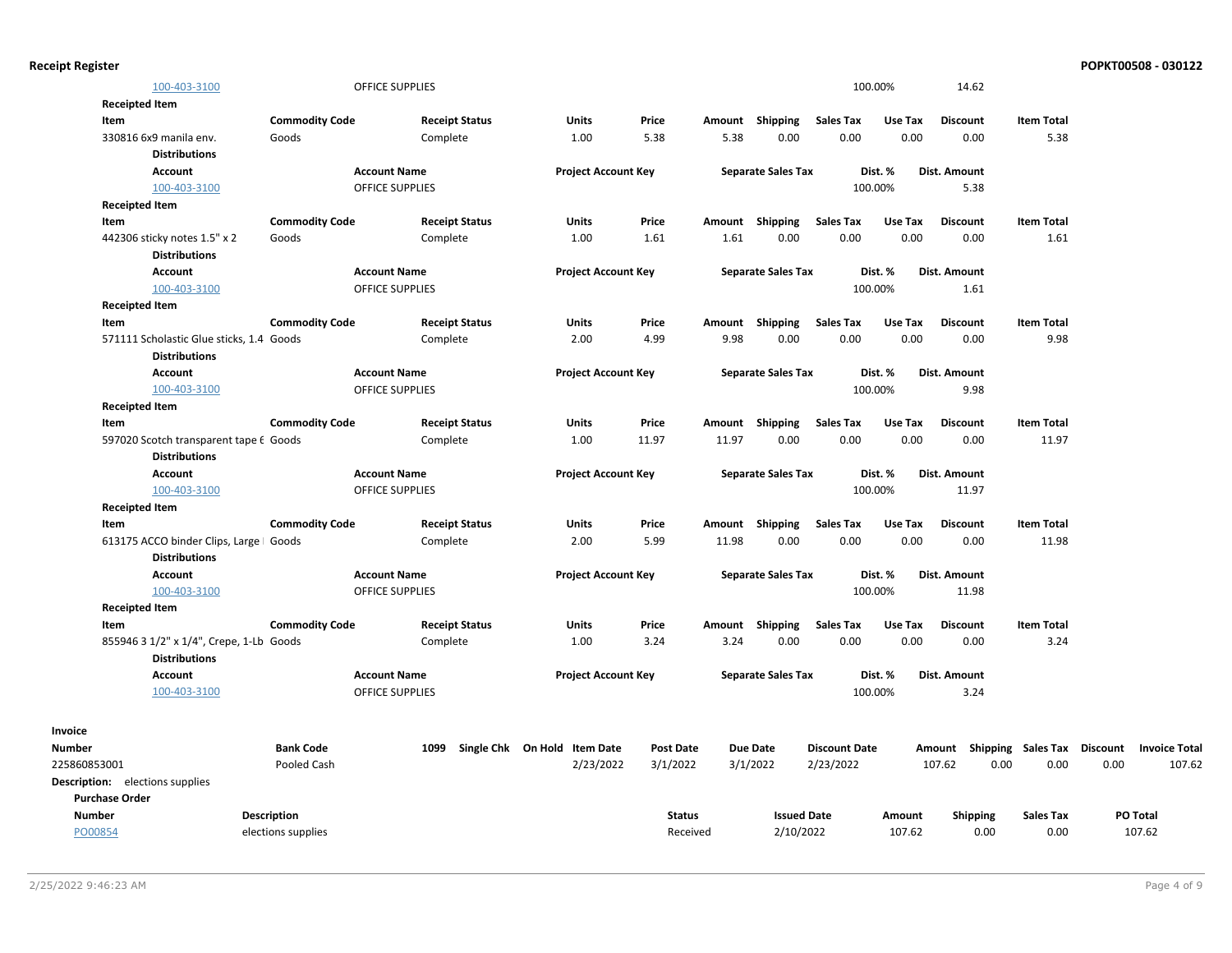| Account | Account Name | Project Account Key | Separate Sales Tax | Dist. % | Dist. Amount |
|---|---|---|---|---|---|
| 100-403-3100 | OFFICE SUPPLIES | | | 100.00% | 14.62 |

**Receipted Item**

| Item | Commodity Code | Receipt Status | Units | Price | Amount | Shipping | Sales Tax | Use Tax | Discount | Item Total |
|---|---|---|---|---|---|---|---|---|---|---|
| 330816 6x9 manila env. | Goods | Complete | 1.00 | 5.38 | 5.38 | 0.00 | 0.00 | 0.00 | 0.00 | 5.38 |

**Distributions**

| Account | Account Name | Project Account Key | Separate Sales Tax | Dist. % | Dist. Amount |
|---|---|---|---|---|---|
| 100-403-3100 | OFFICE SUPPLIES | | | 100.00% | 5.38 |

**Receipted Item**

| Item | Commodity Code | Receipt Status | Units | Price | Amount | Shipping | Sales Tax | Use Tax | Discount | Item Total |
|---|---|---|---|---|---|---|---|---|---|---|
| 442306 sticky notes 1.5" x 2 | Goods | Complete | 1.00 | 1.61 | 1.61 | 0.00 | 0.00 | 0.00 | 0.00 | 1.61 |

**Distributions**

| Account | Account Name | Project Account Key | Separate Sales Tax | Dist. % | Dist. Amount |
|---|---|---|---|---|---|
| 100-403-3100 | OFFICE SUPPLIES | | | 100.00% | 1.61 |

**Receipted Item**

| Item | Commodity Code | Receipt Status | Units | Price | Amount | Shipping | Sales Tax | Use Tax | Discount | Item Total |
|---|---|---|---|---|---|---|---|---|---|---|
| 571111 Scholastic Glue sticks, 1.4 | Goods | Complete | 2.00 | 4.99 | 9.98 | 0.00 | 0.00 | 0.00 | 0.00 | 9.98 |

**Distributions**

| Account | Account Name | Project Account Key | Separate Sales Tax | Dist. % | Dist. Amount |
|---|---|---|---|---|---|
| 100-403-3100 | OFFICE SUPPLIES | | | 100.00% | 9.98 |

**Receipted Item**

| Item | Commodity Code | Receipt Status | Units | Price | Amount | Shipping | Sales Tax | Use Tax | Discount | Item Total |
|---|---|---|---|---|---|---|---|---|---|---|
| 597020 Scotch transparent tape 6 | Goods | Complete | 1.00 | 11.97 | 11.97 | 0.00 | 0.00 | 0.00 | 0.00 | 11.97 |

**Distributions**

| Account | Account Name | Project Account Key | Separate Sales Tax | Dist. % | Dist. Amount |
|---|---|---|---|---|---|
| 100-403-3100 | OFFICE SUPPLIES | | | 100.00% | 11.97 |

**Receipted Item**

| Item | Commodity Code | Receipt Status | Units | Price | Amount | Shipping | Sales Tax | Use Tax | Discount | Item Total |
|---|---|---|---|---|---|---|---|---|---|---|
| 613175 ACCO binder Clips, Large | Goods | Complete | 2.00 | 5.99 | 11.98 | 0.00 | 0.00 | 0.00 | 0.00 | 11.98 |

**Distributions**

| Account | Account Name | Project Account Key | Separate Sales Tax | Dist. % | Dist. Amount |
|---|---|---|---|---|---|
| 100-403-3100 | OFFICE SUPPLIES | | | 100.00% | 11.98 |

**Receipted Item**

| Item | Commodity Code | Receipt Status | Units | Price | Amount | Shipping | Sales Tax | Use Tax | Discount | Item Total |
|---|---|---|---|---|---|---|---|---|---|---|
| 855946 3 1/2" x 1/4", Crepe, 1-Lb | Goods | Complete | 1.00 | 3.24 | 3.24 | 0.00 | 0.00 | 0.00 | 0.00 | 3.24 |

**Distributions**

| Account | Account Name | Project Account Key | Separate Sales Tax | Dist. % | Dist. Amount |
|---|---|---|---|---|---|
| 100-403-3100 | OFFICE SUPPLIES | | | 100.00% | 3.24 |

**Invoice**

| Number | Bank Code | 1099 | Single Chk | On Hold | Item Date | Post Date | Due Date | Discount Date | Amount | Shipping | Sales Tax | Discount | Invoice Total |
|---|---|---|---|---|---|---|---|---|---|---|---|---|---|
| 225860853001 | Pooled Cash | | | | 2/23/2022 | 3/1/2022 | 3/1/2022 | 2/23/2022 | 107.62 | 0.00 | 0.00 | 0.00 | 107.62 |

**Description:** elections supplies

**Purchase Order**

| Number | Description | Status | Issued Date | Amount | Shipping | Sales Tax | PO Total |
|---|---|---|---|---|---|---|---|
| PO00854 | elections supplies | Received | 2/10/2022 | 107.62 | 0.00 | 0.00 | 107.62 |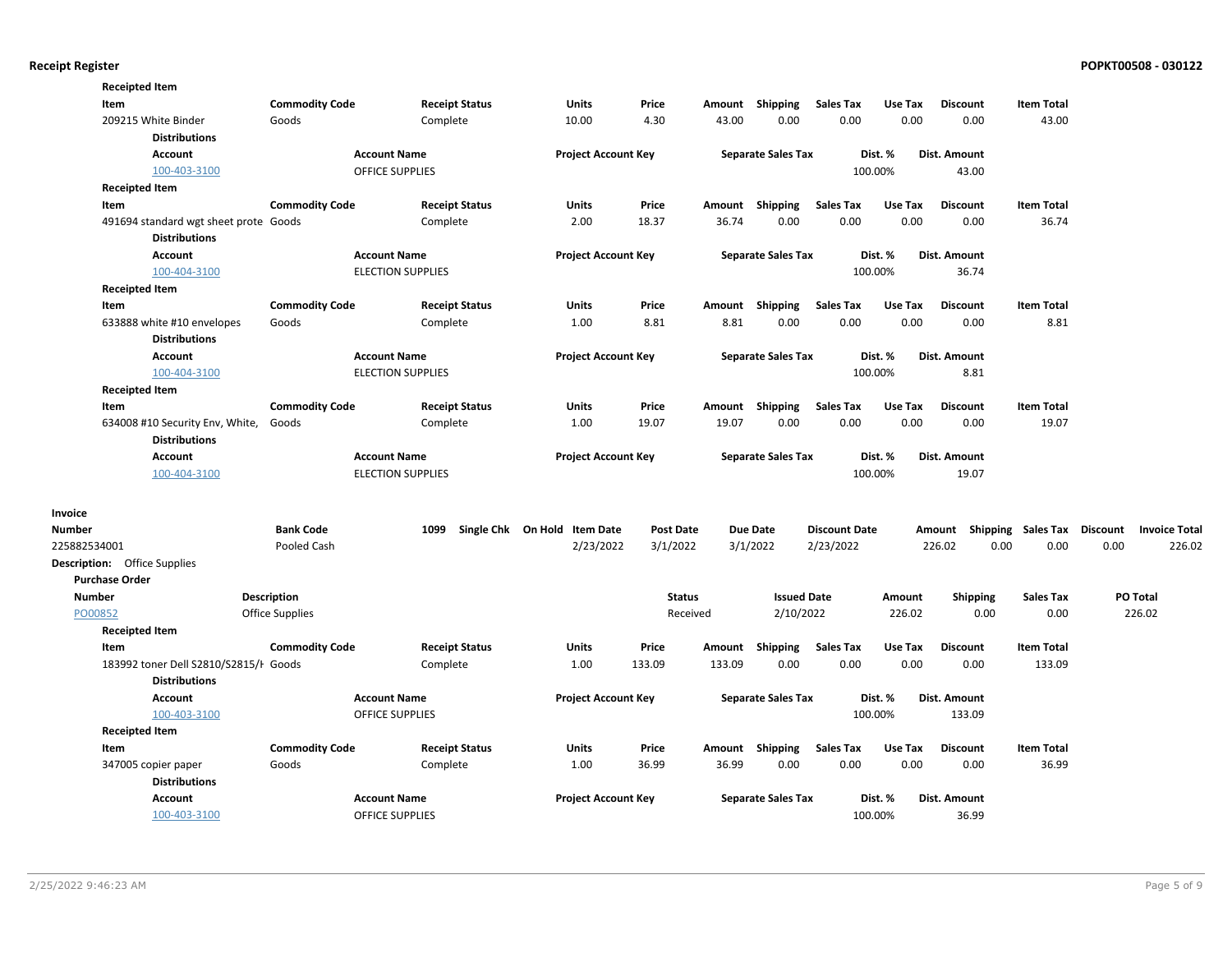**Receipted Item**

| Item | Commodity Code | Receipt Status | Units | Price | Amount | Shipping | Sales Tax | Use Tax | Discount | Item Total |
|---|---|---|---|---|---|---|---|---|---|---|
| 209215 White Binder | Goods | Complete | 10.00 | 4.30 | 43.00 | 0.00 | 0.00 | 0.00 | 0.00 | 43.00 |

**Distributions**

| Account | Account Name | Project Account Key | Separate Sales Tax | Dist. % | Dist. Amount |
|---|---|---|---|---|---|
| 100-403-3100 | OFFICE SUPPLIES | | | 100.00% | 43.00 |

**Receipted Item**

| Item | Commodity Code | Receipt Status | Units | Price | Amount | Shipping | Sales Tax | Use Tax | Discount | Item Total |
|---|---|---|---|---|---|---|---|---|---|---|
| 491694 standard wgt sheet prote | Goods | Complete | 2.00 | 18.37 | 36.74 | 0.00 | 0.00 | 0.00 | 0.00 | 36.74 |

**Distributions**

| Account | Account Name | Project Account Key | Separate Sales Tax | Dist. % | Dist. Amount |
|---|---|---|---|---|---|
| 100-404-3100 | ELECTION SUPPLIES | | | 100.00% | 36.74 |

**Receipted Item**

| Item | Commodity Code | Receipt Status | Units | Price | Amount | Shipping | Sales Tax | Use Tax | Discount | Item Total |
|---|---|---|---|---|---|---|---|---|---|---|
| 633888 white #10 envelopes | Goods | Complete | 1.00 | 8.81 | 8.81 | 0.00 | 0.00 | 0.00 | 0.00 | 8.81 |

**Distributions**

| Account | Account Name | Project Account Key | Separate Sales Tax | Dist. % | Dist. Amount |
|---|---|---|---|---|---|
| 100-404-3100 | ELECTION SUPPLIES | | | 100.00% | 8.81 |

**Receipted Item**

| Item | Commodity Code | Receipt Status | Units | Price | Amount | Shipping | Sales Tax | Use Tax | Discount | Item Total |
|---|---|---|---|---|---|---|---|---|---|---|
| 634008 #10 Security Env, White, | Goods | Complete | 1.00 | 19.07 | 19.07 | 0.00 | 0.00 | 0.00 | 0.00 | 19.07 |

**Distributions**

| Account | Account Name | Project Account Key | Separate Sales Tax | Dist. % | Dist. Amount |
|---|---|---|---|---|---|
| 100-404-3100 | ELECTION SUPPLIES | | | 100.00% | 19.07 |

**Invoice**

| Number | Bank Code | 1099 | Single Chk | On Hold | Item Date | Post Date | Due Date | Discount Date | Amount | Shipping | Sales Tax | Discount | Invoice Total |
|---|---|---|---|---|---|---|---|---|---|---|---|---|---|
| 225882534001 | Pooled Cash | | | | 2/23/2022 | 3/1/2022 | 3/1/2022 | 2/23/2022 | 226.02 | 0.00 | 0.00 | 0.00 | 226.02 |

**Description:** Office Supplies

**Purchase Order**

| Number | Description | Status | Issued Date | Amount | Shipping | Sales Tax | PO Total |
|---|---|---|---|---|---|---|---|
| PO00852 | Office Supplies | Received | 2/10/2022 | 226.02 | 0.00 | 0.00 | 226.02 |

**Receipted Item**

| Item | Commodity Code | Receipt Status | Units | Price | Amount | Shipping | Sales Tax | Use Tax | Discount | Item Total |
|---|---|---|---|---|---|---|---|---|---|---|
| 183992 toner Dell S2810/S2815/I | Goods | Complete | 1.00 | 133.09 | 133.09 | 0.00 | 0.00 | 0.00 | 0.00 | 133.09 |

**Distributions**

| Account | Account Name | Project Account Key | Separate Sales Tax | Dist. % | Dist. Amount |
|---|---|---|---|---|---|
| 100-403-3100 | OFFICE SUPPLIES | | | 100.00% | 133.09 |

**Receipted Item**

| Item | Commodity Code | Receipt Status | Units | Price | Amount | Shipping | Sales Tax | Use Tax | Discount | Item Total |
|---|---|---|---|---|---|---|---|---|---|---|
| 347005 copier paper | Goods | Complete | 1.00 | 36.99 | 36.99 | 0.00 | 0.00 | 0.00 | 0.00 | 36.99 |

**Distributions**

| Account | Account Name | Project Account Key | Separate Sales Tax | Dist. % | Dist. Amount |
|---|---|---|---|---|---|
| 100-403-3100 | OFFICE SUPPLIES | | | 100.00% | 36.99 |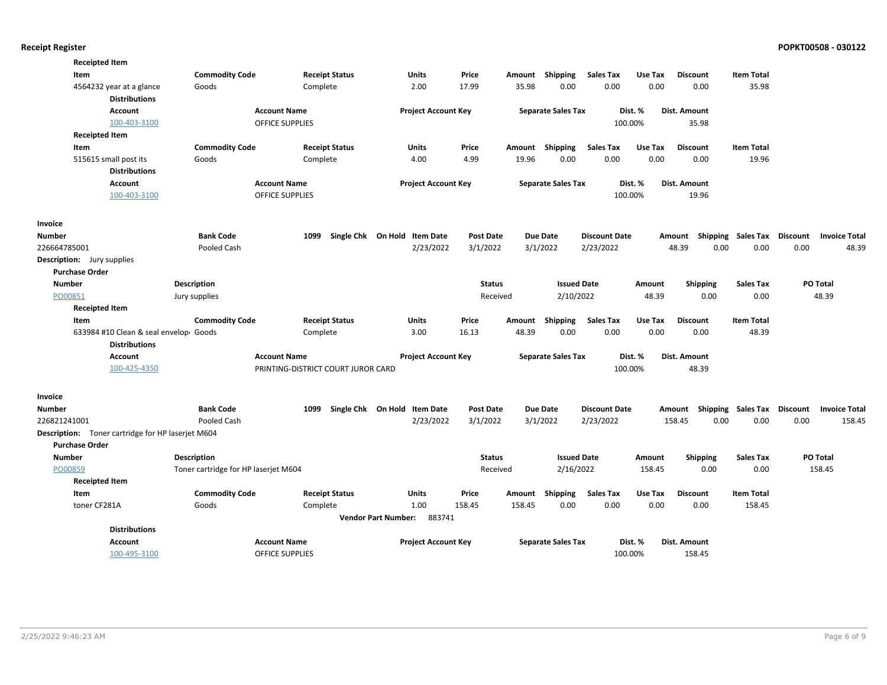**Receipted Item**

| Item | Commodity Code | Receipt Status | Units | Price | Amount | Shipping | Sales Tax | Use Tax | Discount | Item Total |
|---|---|---|---|---|---|---|---|---|---|---|
| 4564232 year at a glance | Goods | Complete | 2.00 | 17.99 | 35.98 | 0.00 | 0.00 | 0.00 | 0.00 | 35.98 |

**Distributions**

| Account | Account Name | Project Account Key | Separate Sales Tax | Dist. % | Dist. Amount |
|---|---|---|---|---|---|
| 100-403-3100 | OFFICE SUPPLIES | | | 100.00% | 35.98 |

**Receipted Item**

| Item | Commodity Code | Receipt Status | Units | Price | Amount | Shipping | Sales Tax | Use Tax | Discount | Item Total |
|---|---|---|---|---|---|---|---|---|---|---|
| 515615 small post its | Goods | Complete | 4.00 | 4.99 | 19.96 | 0.00 | 0.00 | 0.00 | 0.00 | 19.96 |

**Distributions**

| Account | Account Name | Project Account Key | Separate Sales Tax | Dist. % | Dist. Amount |
|---|---|---|---|---|---|
| 100-403-3100 | OFFICE SUPPLIES | | | 100.00% | 19.96 |

**Invoice**

| Number | Bank Code | 1099 | Single Chk | On Hold | Item Date | Post Date | Due Date | Discount Date | Amount | Shipping | Sales Tax | Discount | Invoice Total |
|---|---|---|---|---|---|---|---|---|---|---|---|---|---|
| 226664785001 | Pooled Cash | | | | 2/23/2022 | 3/1/2022 | 3/1/2022 | 2/23/2022 | 48.39 | 0.00 | 0.00 | 0.00 | 48.39 |

**Description:** Jury supplies

**Purchase Order**

| Number | Description | Status | Issued Date | Amount | Shipping | Sales Tax | PO Total |
|---|---|---|---|---|---|---|---|
| PO00851 | Jury supplies | Received | 2/10/2022 | 48.39 | 0.00 | 0.00 | 48.39 |

**Receipted Item**

| Item | Commodity Code | Receipt Status | Units | Price | Amount | Shipping | Sales Tax | Use Tax | Discount | Item Total |
|---|---|---|---|---|---|---|---|---|---|---|
| 633984 #10 Clean & seal envelop | Goods | Complete | 3.00 | 16.13 | 48.39 | 0.00 | 0.00 | 0.00 | 0.00 | 48.39 |

**Distributions**

| Account | Account Name | Project Account Key | Separate Sales Tax | Dist. % | Dist. Amount |
|---|---|---|---|---|---|
| 100-425-4350 | PRINTING-DISTRICT COURT JUROR CARD | | | 100.00% | 48.39 |

**Invoice**

| Number | Bank Code | 1099 | Single Chk | On Hold | Item Date | Post Date | Due Date | Discount Date | Amount | Shipping | Sales Tax | Discount | Invoice Total |
|---|---|---|---|---|---|---|---|---|---|---|---|---|---|
| 226821241001 | Pooled Cash | | | | 2/23/2022 | 3/1/2022 | 3/1/2022 | 2/23/2022 | 158.45 | 0.00 | 0.00 | 0.00 | 158.45 |

**Description:** Toner cartridge for HP laserjet M604

**Purchase Order**

| Number | Description | Status | Issued Date | Amount | Shipping | Sales Tax | PO Total |
|---|---|---|---|---|---|---|---|
| PO00859 | Toner cartridge for HP laserjet M604 | Received | 2/16/2022 | 158.45 | 0.00 | 0.00 | 158.45 |

**Receipted Item**

| Item | Commodity Code | Receipt Status | Units | Price | Amount | Shipping | Sales Tax | Use Tax | Discount | Item Total |
|---|---|---|---|---|---|---|---|---|---|---|
| toner CF281A | Goods | Complete | 1.00 | 158.45 | 158.45 | 0.00 | 0.00 | 0.00 | 0.00 | 158.45 |

**Vendor Part Number:** 883741

**Distributions**

| Account | Account Name | Project Account Key | Separate Sales Tax | Dist. % | Dist. Amount |
|---|---|---|---|---|---|
| 100-495-3100 | OFFICE SUPPLIES | | | 100.00% | 158.45 |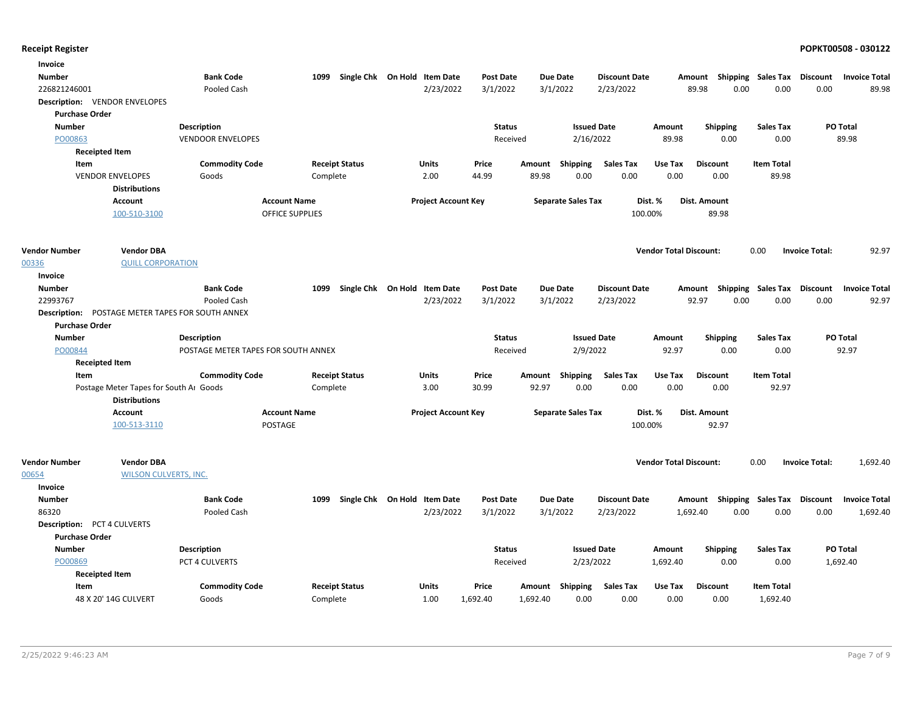## Receipt Register

POPKT00508 - 030122

**Invoice**

| Number | Bank Code | 1099 | Single Chk | On Hold | Item Date | Post Date | Due Date | Discount Date | Amount | Shipping | Sales Tax | Discount | Invoice Total |
|---|---|---|---|---|---|---|---|---|---|---|---|---|---|
| 226821246001 | Pooled Cash | | | | 2/23/2022 | 3/1/2022 | 3/1/2022 | 2/23/2022 | 89.98 | 0.00 | 0.00 | 0.00 | 89.98 |

**Description:** VENDOR ENVELOPES

**Purchase Order**

| Number | Description | Status | Issued Date | Amount | Shipping | Sales Tax | PO Total |
|---|---|---|---|---|---|---|---|
| PO00863 | VENDOOR ENVELOPES | Received | 2/16/2022 | 89.98 | 0.00 | 0.00 | 89.98 |

**Receipted Item**

| Item | Commodity Code | Receipt Status | Units | Price | Amount | Shipping | Sales Tax | Use Tax | Discount | Item Total |
|---|---|---|---|---|---|---|---|---|---|---|
| VENDOR ENVELOPES | Goods | Complete | 2.00 | 44.99 | 89.98 | 0.00 | 0.00 | 0.00 | 0.00 | 89.98 |

**Distributions**

| Account | Account Name | Project Account Key | Separate Sales Tax | Dist. % | Dist. Amount |
|---|---|---|---|---|---|
| 100-510-3100 | OFFICE SUPPLIES | | | 100.00% | 89.98 |

| Vendor Number | Vendor DBA | Vendor Total Discount: | 0.00 | Invoice Total: | 92.97 |
|---|---|---|---|---|---|
| 00336 | QUILL CORPORATION | | | | |

**Invoice**

| Number | Bank Code | 1099 | Single Chk | On Hold | Item Date | Post Date | Due Date | Discount Date | Amount | Shipping | Sales Tax | Discount | Invoice Total |
|---|---|---|---|---|---|---|---|---|---|---|---|---|---|
| 22993767 | Pooled Cash | | | | 2/23/2022 | 3/1/2022 | 3/1/2022 | 2/23/2022 | 92.97 | 0.00 | 0.00 | 0.00 | 92.97 |

**Description:** POSTAGE METER TAPES FOR SOUTH ANNEX

**Purchase Order**

| Number | Description | Status | Issued Date | Amount | Shipping | Sales Tax | PO Total |
|---|---|---|---|---|---|---|---|
| PO00844 | POSTAGE METER TAPES FOR SOUTH ANNEX | Received | 2/9/2022 | 92.97 | 0.00 | 0.00 | 92.97 |

**Receipted Item**

| Item | Commodity Code | Receipt Status | Units | Price | Amount | Shipping | Sales Tax | Use Tax | Discount | Item Total |
|---|---|---|---|---|---|---|---|---|---|---|
| Postage Meter Tapes for South Ar | Goods | Complete | 3.00 | 30.99 | 92.97 | 0.00 | 0.00 | 0.00 | 0.00 | 92.97 |

**Distributions**

| Account | Account Name | Project Account Key | Separate Sales Tax | Dist. % | Dist. Amount |
|---|---|---|---|---|---|
| 100-513-3110 | POSTAGE | | | 100.00% | 92.97 |

| Vendor Number | Vendor DBA | Vendor Total Discount: | 0.00 | Invoice Total: | 1,692.40 |
|---|---|---|---|---|---|
| 00654 | WILSON CULVERTS, INC. | | | | |

**Invoice**

| Number | Bank Code | 1099 | Single Chk | On Hold | Item Date | Post Date | Due Date | Discount Date | Amount | Shipping | Sales Tax | Discount | Invoice Total |
|---|---|---|---|---|---|---|---|---|---|---|---|---|---|
| 86320 | Pooled Cash | | | | 2/23/2022 | 3/1/2022 | 3/1/2022 | 2/23/2022 | 1,692.40 | 0.00 | 0.00 | 0.00 | 1,692.40 |

**Description:** PCT 4 CULVERTS

**Purchase Order**

| Number | Description | Status | Issued Date | Amount | Shipping | Sales Tax | PO Total |
|---|---|---|---|---|---|---|---|
| PO00869 | PCT 4 CULVERTS | Received | 2/23/2022 | 1,692.40 | 0.00 | 0.00 | 1,692.40 |

**Receipted Item**

| Item | Commodity Code | Receipt Status | Units | Price | Amount | Shipping | Sales Tax | Use Tax | Discount | Item Total |
|---|---|---|---|---|---|---|---|---|---|---|
| 48 X 20' 14G CULVERT | Goods | Complete | 1.00 | 1,692.40 | 1,692.40 | 0.00 | 0.00 | 0.00 | 0.00 | 1,692.40 |

2/25/2022 9:46:23 AM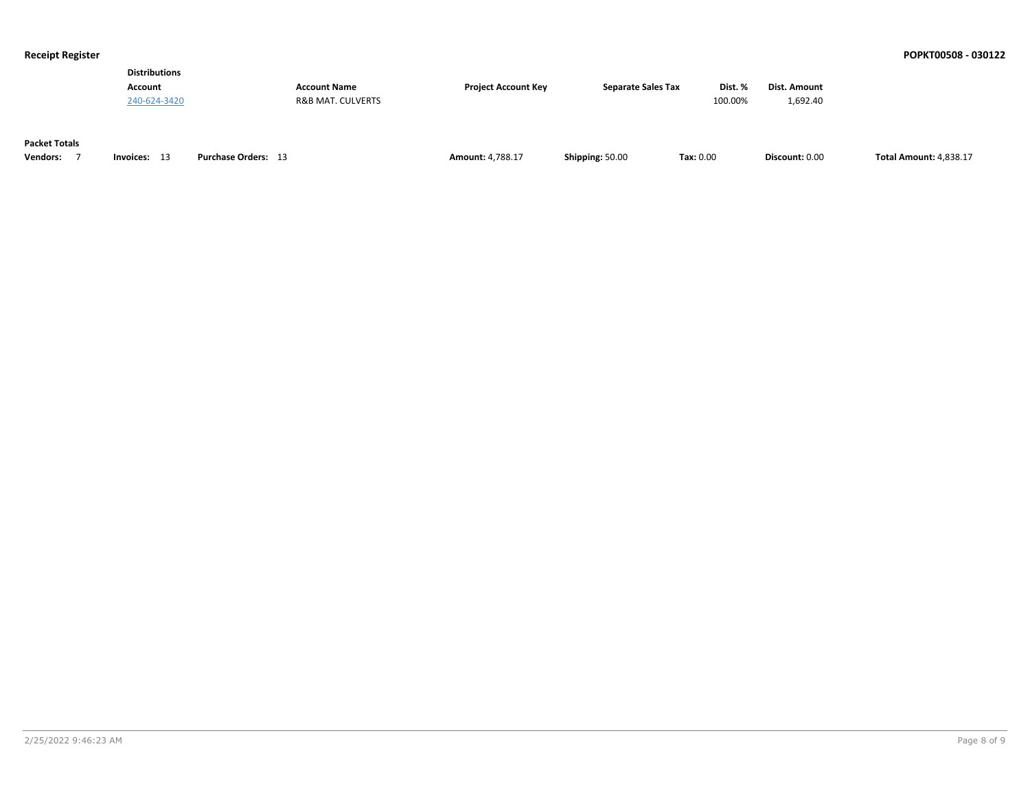**Distributions**

| Account | Account Name | Project Account Key | Separate Sales Tax | Dist. % | Dist. Amount |
|---|---|---|---|---|---|
| 240-624-3420 | R&B MAT. CULVERTS | | | 100.00% | 1,692.40 |

**Packet Totals**

| Vendors: | Invoices: | Purchase Orders: | Amount: | Shipping: | Tax: | Discount: | Total Amount: |
|---|---|---|---|---|---|---|---|
| 7 | 13 | 13 | 4,788.17 | 50.00 | 0.00 | 0.00 | 4,838.17 |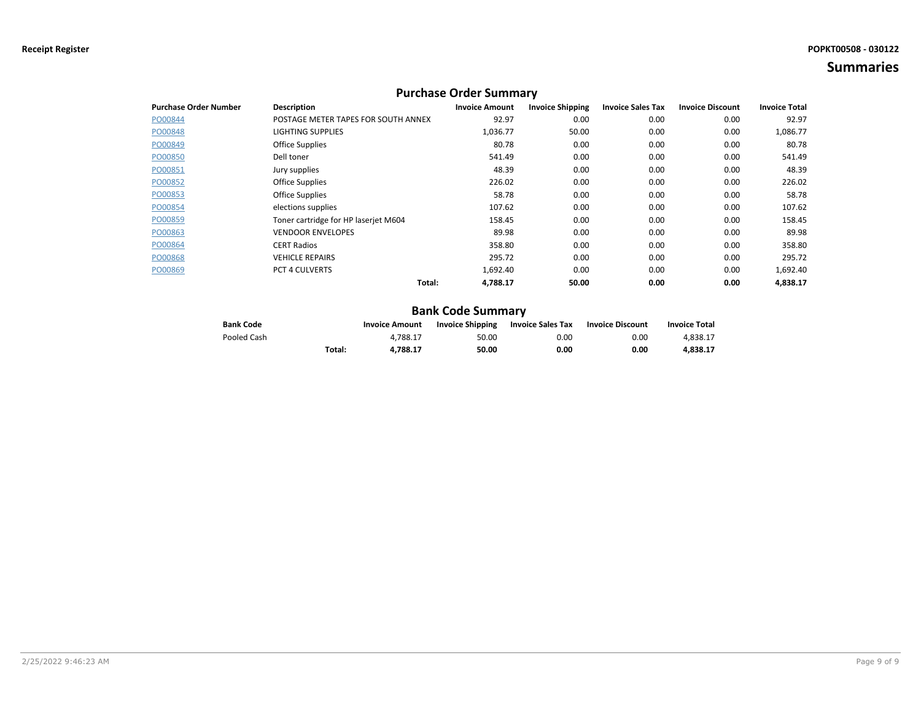# Summaries

## Purchase Order Summary

| Purchase Order Number | Description | Invoice Amount | Invoice Shipping | Invoice Sales Tax | Invoice Discount | Invoice Total |
|---|---|---|---|---|---|---|
| PO00844 | POSTAGE METER TAPES FOR SOUTH ANNEX | 92.97 | 0.00 | 0.00 | 0.00 | 92.97 |
| PO00848 | LIGHTING SUPPLIES | 1,036.77 | 50.00 | 0.00 | 0.00 | 1,086.77 |
| PO00849 | Office Supplies | 80.78 | 0.00 | 0.00 | 0.00 | 80.78 |
| PO00850 | Dell toner | 541.49 | 0.00 | 0.00 | 0.00 | 541.49 |
| PO00851 | Jury supplies | 48.39 | 0.00 | 0.00 | 0.00 | 48.39 |
| PO00852 | Office Supplies | 226.02 | 0.00 | 0.00 | 0.00 | 226.02 |
| PO00853 | Office Supplies | 58.78 | 0.00 | 0.00 | 0.00 | 58.78 |
| PO00854 | elections supplies | 107.62 | 0.00 | 0.00 | 0.00 | 107.62 |
| PO00859 | Toner cartridge for HP laserjet M604 | 158.45 | 0.00 | 0.00 | 0.00 | 158.45 |
| PO00863 | VENDOOR ENVELOPES | 89.98 | 0.00 | 0.00 | 0.00 | 89.98 |
| PO00864 | CERT Radios | 358.80 | 0.00 | 0.00 | 0.00 | 358.80 |
| PO00868 | VEHICLE REPAIRS | 295.72 | 0.00 | 0.00 | 0.00 | 295.72 |
| PO00869 | PCT 4 CULVERTS | 1,692.40 | 0.00 | 0.00 | 0.00 | 1,692.40 |
| | **Total:** | **4,788.17** | **50.00** | **0.00** | **0.00** | **4,838.17** |

## Bank Code Summary

| Bank Code | | Invoice Amount | Invoice Shipping | Invoice Sales Tax | Invoice Discount | Invoice Total |
|---|---|---|---|---|---|---|
| Pooled Cash | | 4,788.17 | 50.00 | 0.00 | 0.00 | 4,838.17 |
| | **Total:** | **4,788.17** | **50.00** | **0.00** | **0.00** | **4,838.17** |